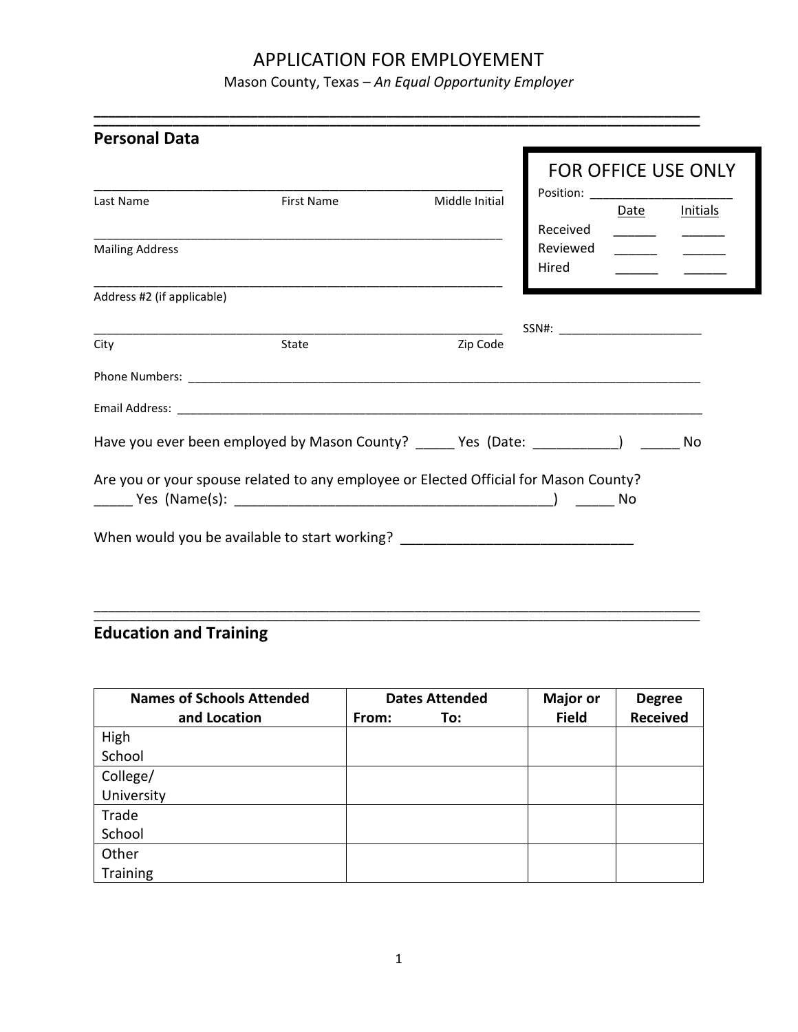# APPLICATION FOR EMPLOYEMENT

Mason County, Texas – *An Equal Opportunity Employer*

## Personal Data

**FOR OFFICE USE ONLY**

Position: ______________________

| | Date | Initials |
|---|---|---|
| Received | ______ | ______ |
| Reviewed | ______ | ______ |
| Hired | ______ | ______ |

_______________________________________________________

Last Name First Name Middle Initial

_______________________________________________________

Mailing Address

_______________________________________________________

Address #2 (if applicable)

_______________________________________________________

City State Zip Code

SSN#: ______________________

Phone Numbers: ______________________________________________________________________________

Email Address: ______________________________________________________________________________

Have you ever been employed by Mason County? _____ Yes (Date: ___________) _____ No

Are you or your spouse related to any employee or Elected Official for Mason County?
_____ Yes (Name(s): ________________________________________) _____ No

When would you be available to start working? _____________________________

## Education and Training

| Names of Schools Attended and Location | Dates Attended From: To: | Major or Field | Degree Received |
|---|---|---|---|
| High School | | | |
| College/ University | | | |
| Trade School | | | |
| Other Training | | | |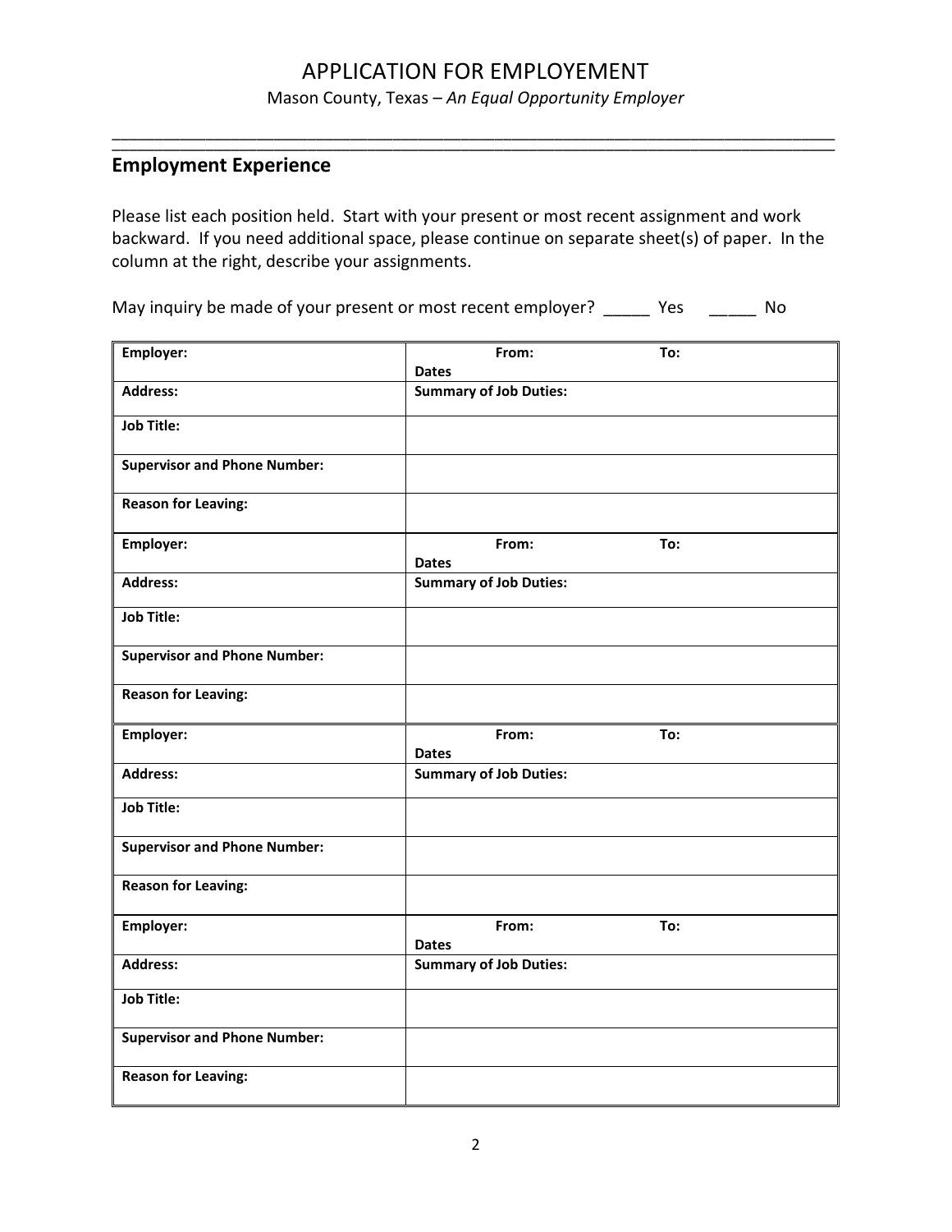# APPLICATION FOR EMPLOYEMENT

Mason County, Texas – *An Equal Opportunity Employer*

## Employment Experience

Please list each position held. Start with your present or most recent assignment and work backward. If you need additional space, please continue on separate sheet(s) of paper. In the column at the right, describe your assignments.

May inquiry be made of your present or most recent employer? _____ Yes _____ No

| | |
|---|---|
| **Employer:** | **Dates** **From:** **To:** |
| **Address:** | **Summary of Job Duties:** |
| **Job Title:** | |
| **Supervisor and Phone Number:** | |
| **Reason for Leaving:** | |
| **Employer:** | **Dates** **From:** **To:** |
| **Address:** | **Summary of Job Duties:** |
| **Job Title:** | |
| **Supervisor and Phone Number:** | |
| **Reason for Leaving:** | |
| **Employer:** | **Dates** **From:** **To:** |
| **Address:** | **Summary of Job Duties:** |
| **Job Title:** | |
| **Supervisor and Phone Number:** | |
| **Reason for Leaving:** | |
| **Employer:** | **Dates** **From:** **To:** |
| **Address:** | **Summary of Job Duties:** |
| **Job Title:** | |
| **Supervisor and Phone Number:** | |
| **Reason for Leaving:** | |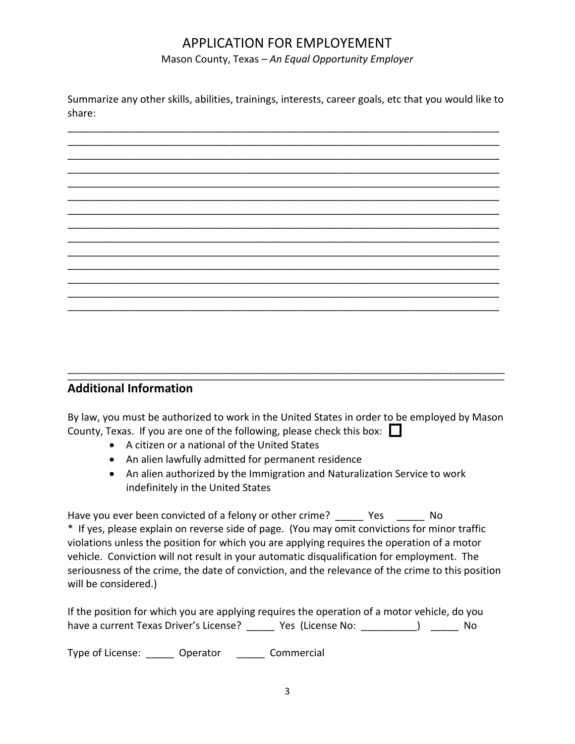# APPLICATION FOR EMPLOYEMENT

Mason County, Texas – *An Equal Opportunity Employer*

Summarize any other skills, abilities, trainings, interests, career goals, etc that you would like to share:

______________________________________________________________________________
______________________________________________________________________________
______________________________________________________________________________
______________________________________________________________________________
______________________________________________________________________________
______________________________________________________________________________
______________________________________________________________________________
______________________________________________________________________________
______________________________________________________________________________
______________________________________________________________________________
______________________________________________________________________________
______________________________________________________________________________
______________________________________________________________________________
______________________________________________________________________________

## Additional Information

By law, you must be authorized to work in the United States in order to be employed by Mason County, Texas. If you are one of the following, please check this box: ☐

- A citizen or a national of the United States
- An alien lawfully admitted for permanent residence
- An alien authorized by the Immigration and Naturalization Service to work indefinitely in the United States

Have you ever been convicted of a felony or other crime? _____ Yes _____ No

* If yes, please explain on reverse side of page. (You may omit convictions for minor traffic violations unless the position for which you are applying requires the operation of a motor vehicle. Conviction will not result in your automatic disqualification for employment. The seriousness of the crime, the date of conviction, and the relevance of the crime to this position will be considered.)

If the position for which you are applying requires the operation of a motor vehicle, do you have a current Texas Driver's License? _____ Yes (License No: __________) _____ No

Type of License: _____ Operator _____ Commercial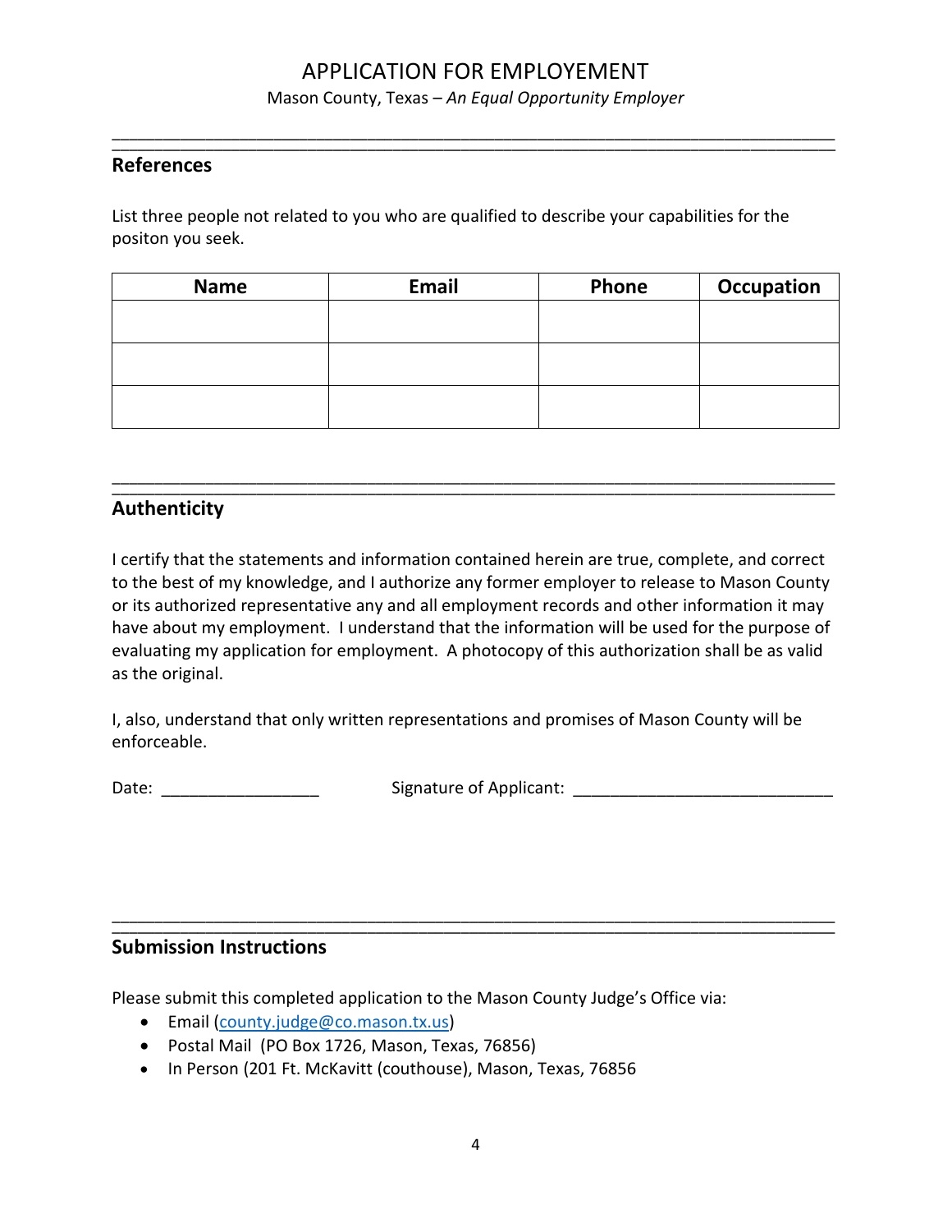# APPLICATION FOR EMPLOYEMENT

Mason County, Texas – *An Equal Opportunity Employer*

## References

List three people not related to you who are qualified to describe your capabilities for the positon you seek.

| Name | Email | Phone | Occupation |
|---|---|---|---|
| | | | |
| | | | |
| | | | |

## Authenticity

I certify that the statements and information contained herein are true, complete, and correct to the best of my knowledge, and I authorize any former employer to release to Mason County or its authorized representative any and all employment records and other information it may have about my employment. I understand that the information will be used for the purpose of evaluating my application for employment. A photocopy of this authorization shall be as valid as the original.

I, also, understand that only written representations and promises of Mason County will be enforceable.

Date: _________________ Signature of Applicant: ____________________________

## Submission Instructions

Please submit this completed application to the Mason County Judge's Office via:

- Email (county.judge@co.mason.tx.us)
- Postal Mail (PO Box 1726, Mason, Texas, 76856)
- In Person (201 Ft. McKavitt (couthouse), Mason, Texas, 76856